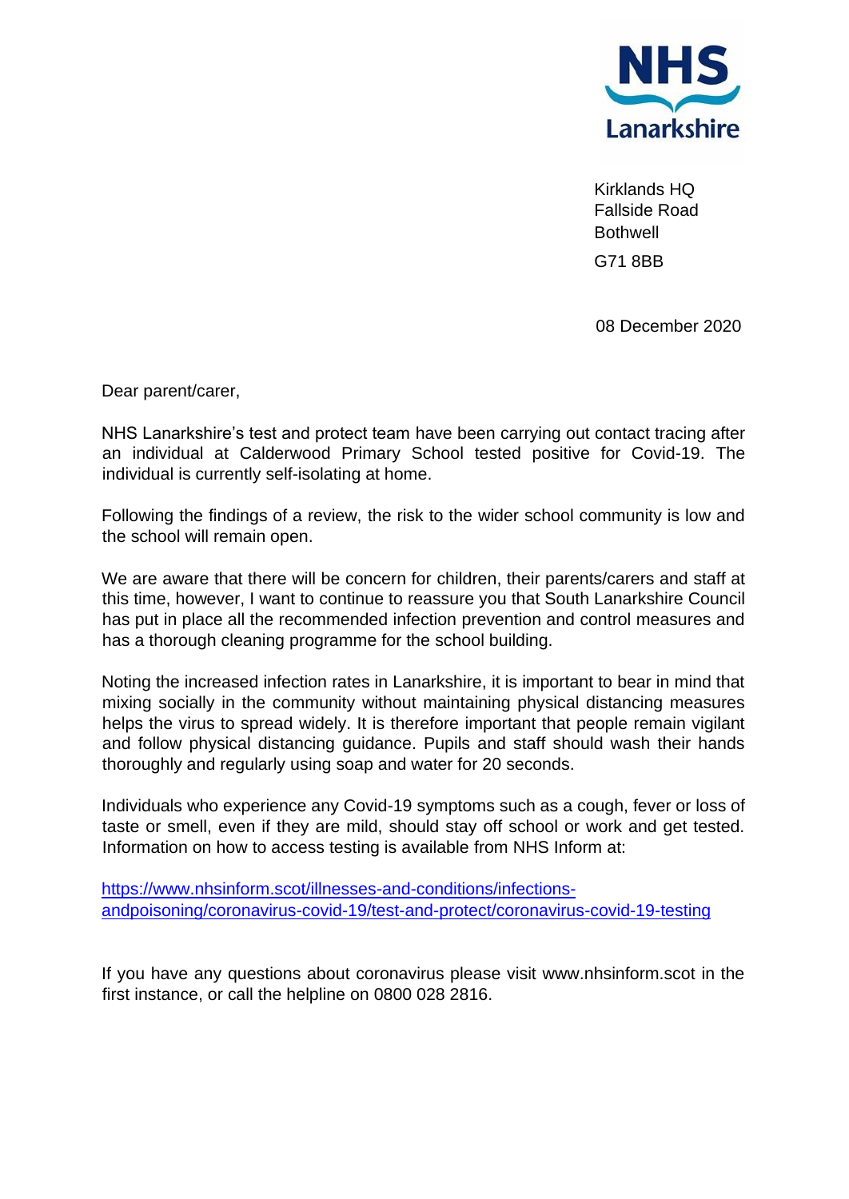**NHS Lanarkshire**

Kirklands HQ
Fallside Road
Bothwell
G71 8BB

08 December 2020

Dear parent/carer,

NHS Lanarkshire's test and protect team have been carrying out contact tracing after an individual at Calderwood Primary School tested positive for Covid-19. The individual is currently self-isolating at home.

Following the findings of a review, the risk to the wider school community is low and the school will remain open.

We are aware that there will be concern for children, their parents/carers and staff at this time, however, I want to continue to reassure you that South Lanarkshire Council has put in place all the recommended infection prevention and control measures and has a thorough cleaning programme for the school building.

Noting the increased infection rates in Lanarkshire, it is important to bear in mind that mixing socially in the community without maintaining physical distancing measures helps the virus to spread widely. It is therefore important that people remain vigilant and follow physical distancing guidance. Pupils and staff should wash their hands thoroughly and regularly using soap and water for 20 seconds.

Individuals who experience any Covid-19 symptoms such as a cough, fever or loss of taste or smell, even if they are mild, should stay off school or work and get tested. Information on how to access testing is available from NHS Inform at:

[https://www.nhsinform.scot/illnesses-and-conditions/infections-andpoisoning/coronavirus-covid-19/test-and-protect/coronavirus-covid-19-testing](https://www.nhsinform.scot/illnesses-and-conditions/infections-andpoisoning/coronavirus-covid-19/test-and-protect/coronavirus-covid-19-testing)

If you have any questions about coronavirus please visit www.nhsinform.scot in the first instance, or call the helpline on 0800 028 2816.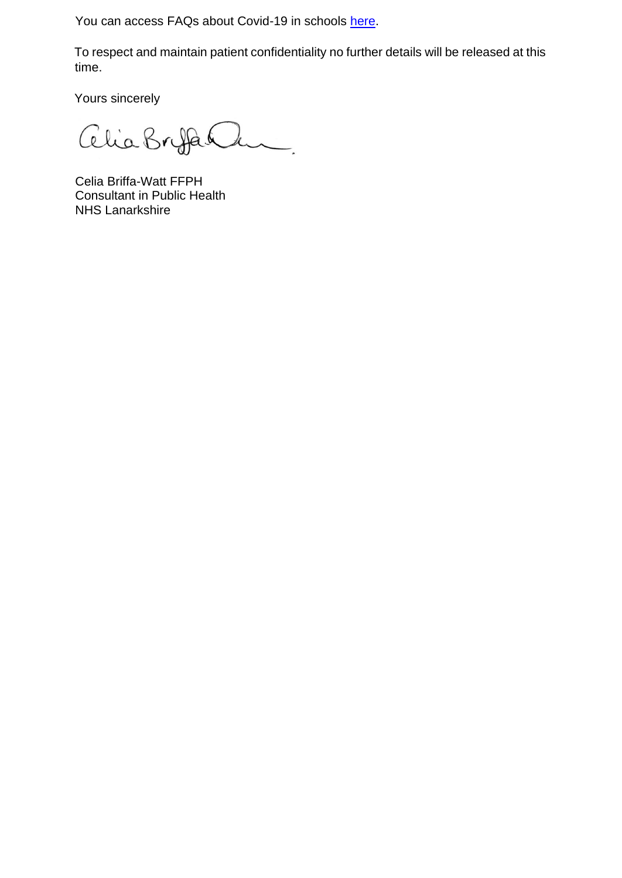You can access FAQs about Covid-19 in schools here.

To respect and maintain patient confidentiality no further details will be released at this time.

Yours sincerely

Celia Briffa-Watt FFPH
Consultant in Public Health
NHS Lanarkshire